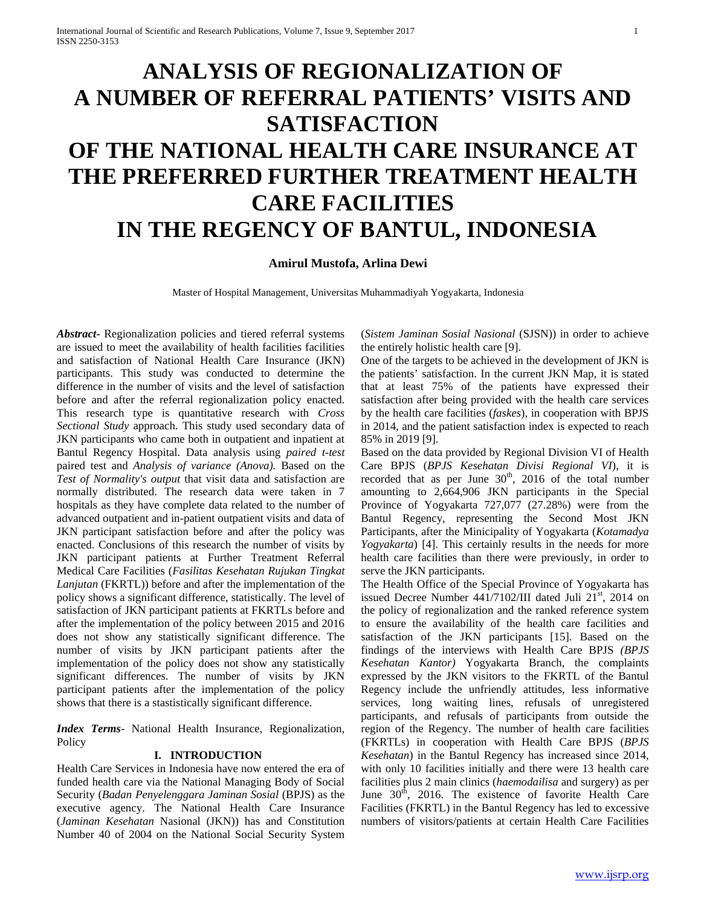# ANALYSIS OF REGIONALIZATION OF A NUMBER OF REFERRAL PATIENTS' VISITS AND SATISFACTION OF THE NATIONAL HEALTH CARE INSURANCE AT THE PREFERRED FURTHER TREATMENT HEALTH CARE FACILITIES IN THE REGENCY OF BANTUL, INDONESIA

**Amirul Mustofa, Arlina Dewi**

Master of Hospital Management, Universitas Muhammadiyah Yogyakarta, Indonesia

***Abstract***- Regionalization policies and tiered referral systems are issued to meet the availability of health facilities facilities and satisfaction of National Health Care Insurance (JKN) participants. This study was conducted to determine the difference in the number of visits and the level of satisfaction before and after the referral regionalization policy enacted. This research type is quantitative research with *Cross Sectional Study* approach. This study used secondary data of JKN participants who came both in outpatient and inpatient at Bantul Regency Hospital. Data analysis using *paired t-test* paired test and *Analysis of variance (Anova).* Based on the *Test of Normality's output* that visit data and satisfaction are normally distributed. The research data were taken in 7 hospitals as they have complete data related to the number of advanced outpatient and in-patient outpatient visits and data of JKN participant satisfaction before and after the policy was enacted. Conclusions of this research the number of visits by JKN participant patients at Further Treatment Referral Medical Care Facilities (*Fasilitas Kesehatan Rujukan Tingkat Lanjutan* (FKRTL)) before and after the implementation of the policy shows a significant difference, statistically. The level of satisfaction of JKN participant patients at FKRTLs before and after the implementation of the policy between 2015 and 2016 does not show any statistically significant difference. The number of visits by JKN participant patients after the implementation of the policy does not show any statistically significant differences. The number of visits by JKN participant patients after the implementation of the policy shows that there is a stastistically significant difference.

***Index Terms***- National Health Insurance, Regionalization, Policy

## I. INTRODUCTION

Health Care Services in Indonesia have now entered the era of funded health care via the National Managing Body of Social Security (*Badan Penyelenggara Jaminan Sosial* (BPJS) as the executive agency. The National Health Care Insurance (*Jaminan Kesehatan* Nasional (JKN)) has and Constitution Number 40 of 2004 on the National Social Security System (*Sistem Jaminan Sosial Nasional* (SJSN)) in order to achieve the entirely holistic health care [9].

One of the targets to be achieved in the development of JKN is the patients' satisfaction. In the current JKN Map, it is stated that at least 75% of the patients have expressed their satisfaction after being provided with the health care services by the health care facilities (*faskes*), in cooperation with BPJS in 2014, and the patient satisfaction index is expected to reach 85% in 2019 [9].

Based on the data provided by Regional Division VI of Health Care BPJS (*BPJS Kesehatan Divisi Regional VI*), it is recorded that as per June 30th, 2016 of the total number amounting to 2,664,906 JKN participants in the Special Province of Yogyakarta 727,077 (27.28%) were from the Bantul Regency, representing the Second Most JKN Participants, after the Minicipality of Yogyakarta (*Kotamadya Yogyakarta*) [4]. This certainly results in the needs for more health care facilities than there were previously, in order to serve the JKN participants.

The Health Office of the Special Province of Yogyakarta has issued Decree Number 441/7102/III dated Juli 21st, 2014 on the policy of regionalization and the ranked reference system to ensure the availability of the health care facilities and satisfaction of the JKN participants [15]. Based on the findings of the interviews with Health Care BPJS *(BPJS Kesehatan Kantor)* Yogyakarta Branch, the complaints expressed by the JKN visitors to the FKRTL of the Bantul Regency include the unfriendly attitudes, less informative services, long waiting lines, refusals of unregistered participants, and refusals of participants from outside the region of the Regency. The number of health care facilities (FKRTLs) in cooperation with Health Care BPJS (*BPJS Kesehatan*) in the Bantul Regency has increased since 2014, with only 10 facilities initially and there were 13 health care facilities plus 2 main clinics (*haemodailisa* and surgery) as per June 30th, 2016. The existence of favorite Health Care Facilities (FKRTL) in the Bantul Regency has led to excessive numbers of visitors/patients at certain Health Care Facilities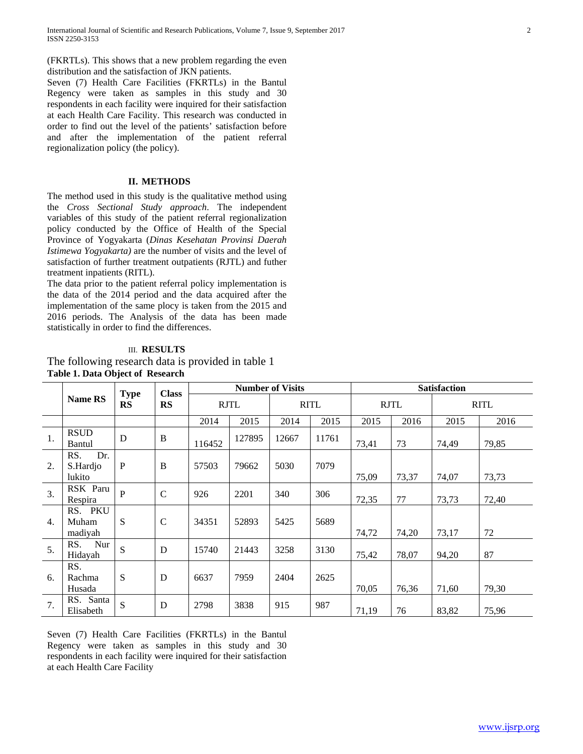(FKRTLs). This shows that a new problem regarding the even distribution and the satisfaction of JKN patients.

Seven (7) Health Care Facilities (FKRTLs) in the Bantul Regency were taken as samples in this study and 30 respondents in each facility were inquired for their satisfaction at each Health Care Facility. This research was conducted in order to find out the level of the patients' satisfaction before and after the implementation of the patient referral regionalization policy (the policy).

## II. METHODS

The method used in this study is the qualitative method using the *Cross Sectional Study approach*. The independent variables of this study of the patient referral regionalization policy conducted by the Office of Health of the Special Province of Yogyakarta (*Dinas Kesehatan Provinsi Daerah Istimewa Yogyakarta)* are the number of visits and the level of satisfaction of further treatment outpatients (RJTL) and futher treatment inpatients (RITL).

The data prior to the patient referral policy implementation is the data of the 2014 period and the data acquired after the implementation of the same plocy is taken from the 2015 and 2016 periods. The Analysis of the data has been made statistically in order to find the differences.

## III. RESULTS

The following research data is provided in table 1

**Table 1. Data Object of Research**

| | Name RS | Type RS | Class RS | Number of Visits | | | | Satisfaction | | | |
|---|---|---|---|---|---|---|---|---|---|---|---|
| | | | | RJTL | | RITL | | RJTL | | RITL | |
| | | | | 2014 | 2015 | 2014 | 2015 | 2015 | 2016 | 2015 | 2016 |
| 1. | RSUD Bantul | D | B | 116452 | 127895 | 12667 | 11761 | 73,41 | 73 | 74,49 | 79,85 |
| 2. | RS. Dr. S.Hardjo lukito | P | B | 57503 | 79662 | 5030 | 7079 | 75,09 | 73,37 | 74,07 | 73,73 |
| 3. | RSK Paru Respira | P | C | 926 | 2201 | 340 | 306 | 72,35 | 77 | 73,73 | 72,40 |
| 4. | RS. PKU Muham madiyah | S | C | 34351 | 52893 | 5425 | 5689 | 74,72 | 74,20 | 73,17 | 72 |
| 5. | RS. Nur Hidayah | S | D | 15740 | 21443 | 3258 | 3130 | 75,42 | 78,07 | 94,20 | 87 |
| 6. | RS. Rachma Husada | S | D | 6637 | 7959 | 2404 | 2625 | 70,05 | 76,36 | 71,60 | 79,30 |
| 7. | RS. Santa Elisabeth | S | D | 2798 | 3838 | 915 | 987 | 71,19 | 76 | 83,82 | 75,96 |

Seven (7) Health Care Facilities (FKRTLs) in the Bantul Regency were taken as samples in this study and 30 respondents in each facility were inquired for their satisfaction at each Health Care Facility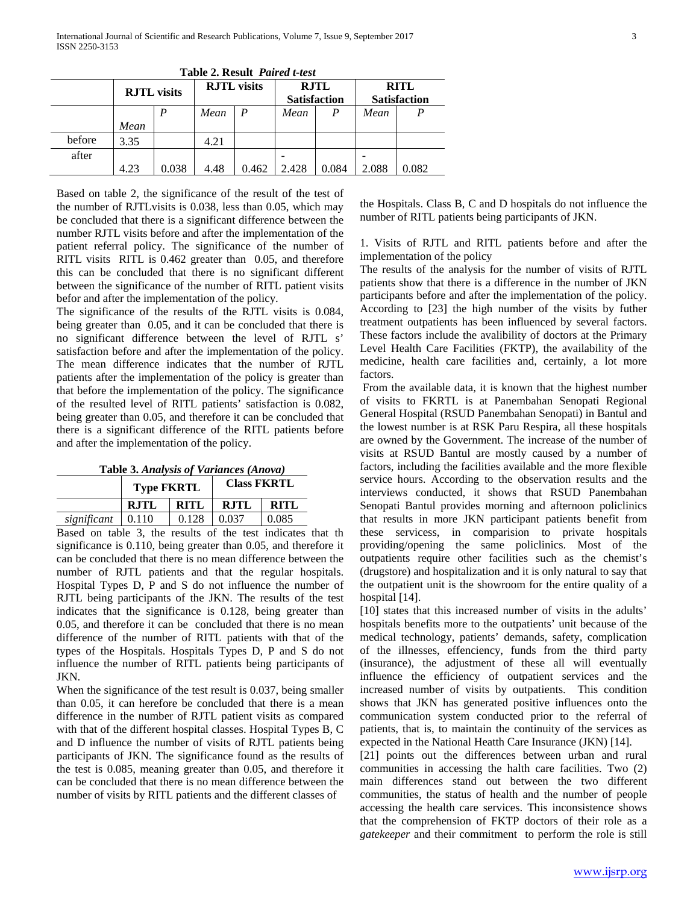**Table 2. Result *Paired t-test***

| | RJTL visits | | RJTL visits | | RJTL Satisfaction | | RITL Satisfaction | |
|---|---|---|---|---|---|---|---|---|
| | *Mean* | *P* | *Mean* | *P* | *Mean* | *P* | *Mean* | *P* |
| before | 3.35 | | 4.21 | | | | | |
| after | 4.23 | 0.038 | 4.48 | 0.462 | -2.428 | 0.084 | -2.088 | 0.082 |

Based on table 2, the significance of the result of the test of the number of RJTLvisits is 0.038, less than 0.05, which may be concluded that there is a significant difference between the number RJTL visits before and after the implementation of the patient referral policy. The significance of the number of RITL visits RITL is 0.462 greater than 0.05, and therefore this can be concluded that there is no significant different between the significance of the number of RITL patient visits befor and after the implementation of the policy.

The significance of the results of the RJTL visits is 0.084, being greater than 0.05, and it can be concluded that there is no significant difference between the level of RJTL s' satisfaction before and after the implementation of the policy. The mean difference indicates that the number of RJTL patients after the implementation of the policy is greater than that before the implementation of the policy. The significance of the resulted level of RITL patients' satisfaction is 0.082, being greater than 0.05, and therefore it can be concluded that there is a significant difference of the RITL patients before and after the implementation of the policy.

**Table 3.** ***Analysis of Variances (Anova)***

| | Type FKRTL | | Class FKRTL | |
|---|---|---|---|---|
| | **RJTL** | **RITL** | **RJTL** | **RITL** |
| *significant* | 0.110 | 0.128 | 0.037 | 0.085 |

Based on table 3, the results of the test indicates that th significance is 0.110, being greater than 0.05, and therefore it can be concluded that there is no mean difference between the number of RJTL patients and that the regular hospitals. Hospital Types D, P and S do not influence the number of RJTL being participants of the JKN. The results of the test indicates that the significance is 0.128, being greater than 0.05, and therefore it can be concluded that there is no mean difference of the number of RITL patients with that of the types of the Hospitals. Hospitals Types D, P and S do not influence the number of RITL patients being participants of JKN.

When the significance of the test result is 0.037, being smaller than 0.05, it can herefore be concluded that there is a mean difference in the number of RJTL patient visits as compared with that of the different hospital classes. Hospital Types B, C and D influence the number of visits of RJTL patients being participants of JKN. The significance found as the results of the test is 0.085, meaning greater than 0.05, and therefore it can be concluded that there is no mean difference between the number of visits by RITL patients and the different classes of the Hospitals. Class B, C and D hospitals do not influence the number of RITL patients being participants of JKN.

1. Visits of RJTL and RITL patients before and after the implementation of the policy

The results of the analysis for the number of visits of RJTL patients show that there is a difference in the number of JKN participants before and after the implementation of the policy. According to [23] the high number of the visits by futher treatment outpatients has been influenced by several factors. These factors include the avalibility of doctors at the Primary Level Health Care Facilities (FKTP), the availability of the medicine, health care facilities and, certainly, a lot more factors.

From the available data, it is known that the highest number of visits to FKRTL is at Panembahan Senopati Regional General Hospital (RSUD Panembahan Senopati) in Bantul and the lowest number is at RSK Paru Respira, all these hospitals are owned by the Government. The increase of the number of visits at RSUD Bantul are mostly caused by a number of factors, including the facilities available and the more flexible service hours. According to the observation results and the interviews conducted, it shows that RSUD Panembahan Senopati Bantul provides morning and afternoon policlinics that results in more JKN participant patients benefit from these servicess, in comparision to private hospitals providing/opening the same policlinics. Most of the outpatients require other facilities such as the chemist's (drugstore) and hospitalization and it is only natural to say that the outpatient unit is the showroom for the entire quality of a hospital [14].

[10] states that this increased number of visits in the adults' hospitals benefits more to the outpatients' unit because of the medical technology, patients' demands, safety, complication of the illnesses, effenciency, funds from the third party (insurance), the adjustment of these all will eventually influence the efficiency of outpatient services and the increased number of visits by outpatients. This condition shows that JKN has generated positive influences onto the communication system conducted prior to the referral of patients, that is, to maintain the continuity of the services as expected in the National Heatth Care Insurance (JKN) [14].

[21] points out the differences between urban and rural communities in accessing the halth care facilities. Two (2) main differences stand out between the two different communities, the status of health and the number of people accessing the health care services. This inconsistence shows that the comprehension of FKTP doctors of their role as a *gatekeeper* and their commitment to perform the role is still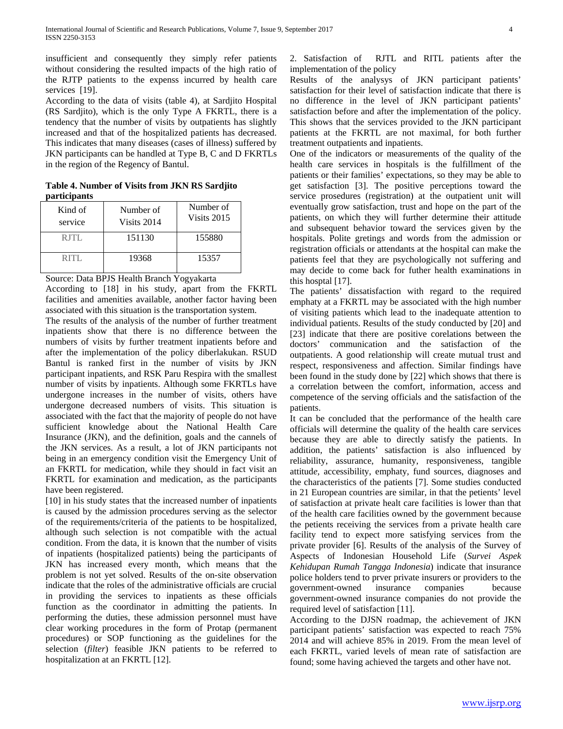insufficient and consequently they simply refer patients without considering the resulted impacts of the high ratio of the RJTP patients to the expenss incurred by health care services [19].

According to the data of visits (table 4), at Sardjito Hospital (RS Sardjito), which is the only Type A FKRTL, there is a tendency that the number of visits by outpatients has slightly increased and that of the hospitalized patients has decreased. This indicates that many diseases (cases of illness) suffered by JKN participants can be handled at Type B, C and D FKRTLs in the region of the Regency of Bantul.

**Table 4. Number of Visits from JKN RS Sardjito participants**

| Kind of service | Number of Visits 2014 | Number of Visits 2015 |
|---|---|---|
| RJTL | 151130 | 155880 |
| RITL | 19368 | 15357 |

Source: Data BPJS Health Branch Yogyakarta

According to [18] in his study, apart from the FKRTL facilities and amenities available, another factor having been associated with this situation is the transportation system.

The results of the analysis of the number of further treatment inpatients show that there is no difference between the numbers of visits by further treatment inpatients before and after the implementation of the policy diberlakukan. RSUD Bantul is ranked first in the number of visits by JKN participant inpatients, and RSK Paru Respira with the smallest number of visits by inpatients. Although some FKRTLs have undergone increases in the number of visits, others have undergone decreased numbers of visits. This situation is associated with the fact that the majority of people do not have sufficient knowledge about the National Health Care Insurance (JKN), and the definition, goals and the cannels of the JKN services. As a result, a lot of JKN participants not being in an emergency condition visit the Emergency Unit of an FKRTL for medication, while they should in fact visit an FKRTL for examination and medication, as the participants have been registered.

[10] in his study states that the increased number of inpatients is caused by the admission procedures serving as the selector of the requirements/criteria of the patients to be hospitalized, although such selection is not compatible with the actual condition. From the data, it is known that the number of visits of inpatients (hospitalized patients) being the participants of JKN has increased every month, which means that the problem is not yet solved. Results of the on-site observation indicate that the roles of the administrative officials are crucial in providing the services to inpatients as these officials function as the coordinator in admitting the patients. In performing the duties, these admission personnel must have clear working procedures in the form of Protap (permanent procedures) or SOP functioning as the guidelines for the selection (*filter*) feasible JKN patients to be referred to hospitalization at an FKRTL [12].

2. Satisfaction of RJTL and RITL patients after the implementation of the policy

Results of the analysys of JKN participant patients' satisfaction for their level of satisfaction indicate that there is no difference in the level of JKN participant patients' satisfaction before and after the implementation of the policy. This shows that the services provided to the JKN participant patients at the FKRTL are not maximal, for both further treatment outpatients and inpatients.

One of the indicators or measurements of the quality of the health care services in hospitals is the fulfillment of the patients or their families' expectations, so they may be able to get satisfaction [3]. The positive perceptions toward the service prosedures (registration) at the outpatient unit will eventually grow satisfaction, trust and hope on the part of the patients, on which they will further determine their attitude and subsequent behavior toward the services given by the hospitals. Polite gretings and words from the admission or registration officials or attendants at the hospital can make the patients feel that they are psychologically not suffering and may decide to come back for futher health examinations in this hosptal [17].

The patients' dissatisfaction with regard to the required emphaty at a FKRTL may be associated with the high number of visiting patients which lead to the inadequate attention to individual patients. Results of the study conducted by [20] and [23] indicate that there are positive corelations between the doctors' communication and the satisfaction of the outpatients. A good relationship will create mutual trust and respect, responsiveness and affection. Similar findings have been found in the study done by [22] which shows that there is a correlation between the comfort, information, access and competence of the serving officials and the satisfaction of the patients.

It can be concluded that the performance of the health care officials will determine the quality of the health care services because they are able to directly satisfy the patients. In addition, the patients' satisfaction is also influenced by reliability, assurance, humanity, responsiveness, tangible attitude, accessibility, emphaty, fund sources, diagnoses and the characteristics of the patients [7]. Some studies conducted in 21 European countries are similar, in that the patients' level of satisfaction at private healt care facilities is lower than that of the health care facilities owned by the government because the petients receiving the services from a private health care facility tend to expect more satisfying services from the private provider [6]. Results of the analysis of the Survey of Aspects of Indonesian Household Life (*Survei Aspek Kehidupan Rumah Tangga Indonesia*) indicate that insurance police holders tend to prver private insurers or providers to the government-owned insurance companies because government-owned insurance companies do not provide the required level of satisfaction [11].

According to the DJSN roadmap, the achievement of JKN participant patients' satisfaction was expected to reach 75% 2014 and will achieve 85% in 2019. From the mean level of each FKRTL, varied levels of mean rate of satisfaction are found; some having achieved the targets and other have not.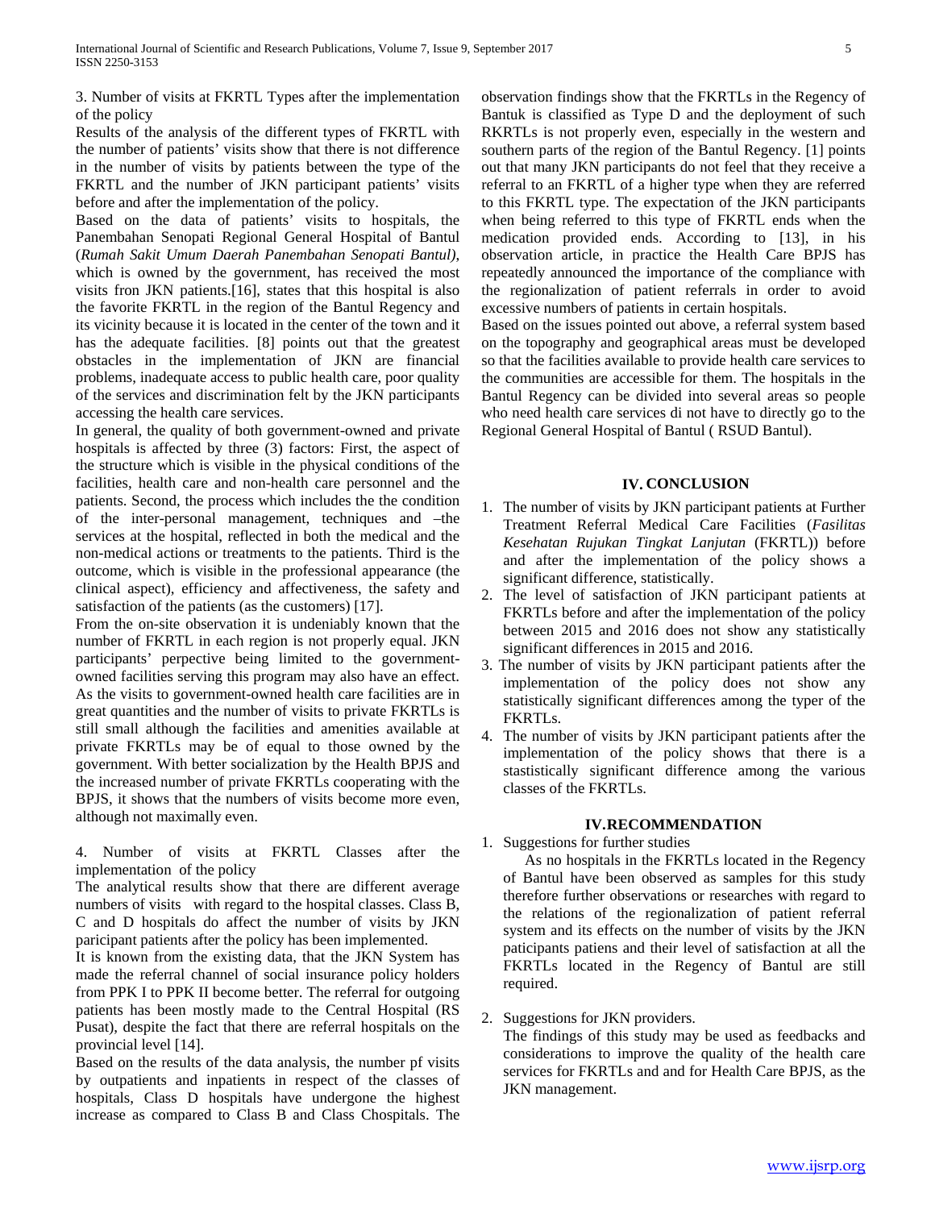3. Number of visits at FKRTL Types after the implementation of the policy

Results of the analysis of the different types of FKRTL with the number of patients' visits show that there is not difference in the number of visits by patients between the type of the FKRTL and the number of JKN participant patients' visits before and after the implementation of the policy.

Based on the data of patients' visits to hospitals, the Panembahan Senopati Regional General Hospital of Bantul (*Rumah Sakit Umum Daerah Panembahan Senopati Bantul),* which is owned by the government, has received the most visits fron JKN patients.[16], states that this hospital is also the favorite FKRTL in the region of the Bantul Regency and its vicinity because it is located in the center of the town and it has the adequate facilities. [8] points out that the greatest obstacles in the implementation of JKN are financial problems, inadequate access to public health care, poor quality of the services and discrimination felt by the JKN participants accessing the health care services.

In general, the quality of both government-owned and private hospitals is affected by three (3) factors: First, the aspect of the structure which is visible in the physical conditions of the facilities, health care and non-health care personnel and the patients. Second, the process which includes the the condition of the inter-personal management, techniques and –the services at the hospital, reflected in both the medical and the non-medical actions or treatments to the patients. Third is the outcome, which is visible in the professional appearance (the clinical aspect), efficiency and affectiveness, the safety and satisfaction of the patients (as the customers) [17].

From the on-site observation it is undeniably known that the number of FKRTL in each region is not properly equal. JKN participants' perpective being limited to the government-owned facilities serving this program may also have an effect. As the visits to government-owned health care facilities are in great quantities and the number of visits to private FKRTLs is still small although the facilities and amenities available at private FKRTLs may be of equal to those owned by the government. With better socialization by the Health BPJS and the increased number of private FKRTLs cooperating with the BPJS, it shows that the numbers of visits become more even, although not maximally even.

4. Number of visits at FKRTL Classes after the implementation of the policy

The analytical results show that there are different average numbers of visits with regard to the hospital classes. Class B, C and D hospitals do affect the number of visits by JKN paricipant patients after the policy has been implemented.

It is known from the existing data, that the JKN System has made the referral channel of social insurance policy holders from PPK I to PPK II become better. The referral for outgoing patients has been mostly made to the Central Hospital (RS Pusat), despite the fact that there are referral hospitals on the provincial level [14].

Based on the results of the data analysis, the number pf visits by outpatients and inpatients in respect of the classes of hospitals, Class D hospitals have undergone the highest increase as compared to Class B and Class Chospitals. The observation findings show that the FKRTLs in the Regency of Bantuk is classified as Type D and the deployment of such RKRTLs is not properly even, especially in the western and southern parts of the region of the Bantul Regency. [1] points out that many JKN participants do not feel that they receive a referral to an FKRTL of a higher type when they are referred to this FKRTL type. The expectation of the JKN participants when being referred to this type of FKRTL ends when the medication provided ends. According to [13], in his observation article, in practice the Health Care BPJS has repeatedly announced the importance of the compliance with the regionalization of patient referrals in order to avoid excessive numbers of patients in certain hospitals.

Based on the issues pointed out above, a referral system based on the topography and geographical areas must be developed so that the facilities available to provide health care services to the communities are accessible for them. The hospitals in the Bantul Regency can be divided into several areas so people who need health care services di not have to directly go to the Regional General Hospital of Bantul ( RSUD Bantul).

## IV. CONCLUSION

1. The number of visits by JKN participant patients at Further Treatment Referral Medical Care Facilities (*Fasilitas Kesehatan Rujukan Tingkat Lanjutan* (FKRTL)) before and after the implementation of the policy shows a significant difference, statistically.
2. The level of satisfaction of JKN participant patients at FKRTLs before and after the implementation of the policy between 2015 and 2016 does not show any statistically significant differences in 2015 and 2016.
3. The number of visits by JKN participant patients after the implementation of the policy does not show any statistically significant differences among the typer of the FKRTLs.
4. The number of visits by JKN participant patients after the implementation of the policy shows that there is a stastistically significant difference among the various classes of the FKRTLs.

## IV.RECOMMENDATION

1. Suggestions for further studies

   As no hospitals in the FKRTLs located in the Regency of Bantul have been observed as samples for this study therefore further observations or researches with regard to the relations of the regionalization of patient referral system and its effects on the number of visits by the JKN paticipants patiens and their level of satisfaction at all the FKRTLs located in the Regency of Bantul are still required.

2. Suggestions for JKN providers.

   The findings of this study may be used as feedbacks and considerations to improve the quality of the health care services for FKRTLs and and for Health Care BPJS, as the JKN management.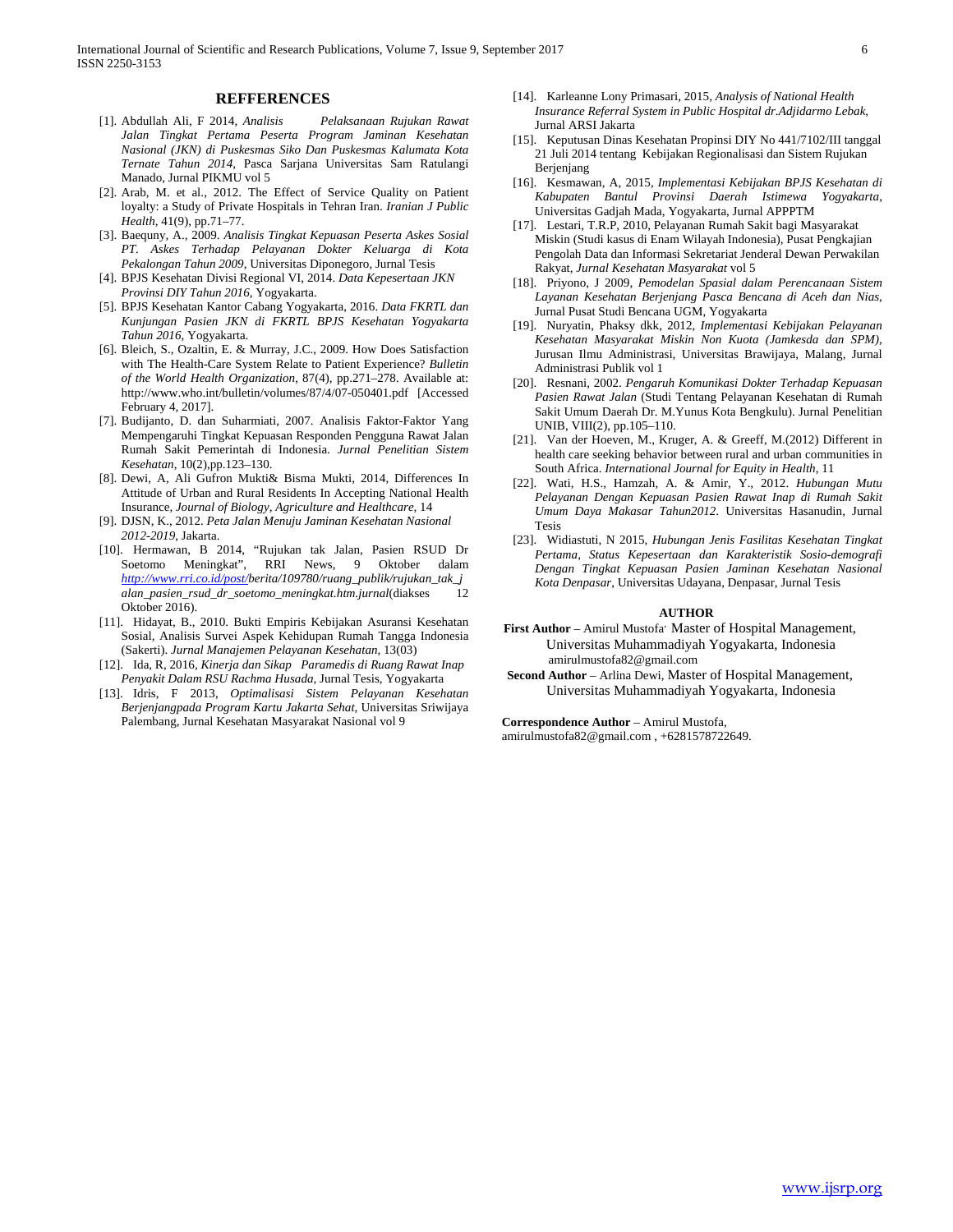## REFFERENCES

[1]. Abdullah Ali, F 2014, *Analisis Pelaksanaan Rujukan Rawat Jalan Tingkat Pertama Peserta Program Jaminan Kesehatan Nasional (JKN) di Puskesmas Siko Dan Puskesmas Kalumata Kota Ternate Tahun 2014*, Pasca Sarjana Universitas Sam Ratulangi Manado, Jurnal PIKMU vol 5

[2]. Arab, M. et al., 2012. The Effect of Service Quality on Patient loyalty: a Study of Private Hospitals in Tehran Iran. *Iranian J Public Health*, 41(9), pp.71–77.

[3]. Baequny, A., 2009. *Analisis Tingkat Kepuasan Peserta Askes Sosial PT. Askes Terhadap Pelayanan Dokter Keluarga di Kota Pekalongan Tahun 2009*, Universitas Diponegoro, Jurnal Tesis

[4]. BPJS Kesehatan Divisi Regional VI, 2014. *Data Kepesertaan JKN Provinsi DIY Tahun 2016*, Yogyakarta.

[5]. BPJS Kesehatan Kantor Cabang Yogyakarta, 2016. *Data FKRTL dan Kunjungan Pasien JKN di FKRTL BPJS Kesehatan Yogyakarta Tahun 2016*, Yogyakarta.

[6]. Bleich, S., Ozaltin, E. & Murray, J.C., 2009. How Does Satisfaction with The Health-Care System Relate to Patient Experience? *Bulletin of the World Health Organization*, 87(4), pp.271–278. Available at: http://www.who.int/bulletin/volumes/87/4/07-050401.pdf [Accessed February 4, 2017].

[7]. Budijanto, D. dan Suharmiati, 2007. Analisis Faktor-Faktor Yang Mempengaruhi Tingkat Kepuasan Responden Pengguna Rawat Jalan Rumah Sakit Pemerintah di Indonesia. *Jurnal Penelitian Sistem Kesehatan*, 10(2),pp.123–130.

[8]. Dewi, A, Ali Gufron Mukti& Bisma Mukti, 2014, Differences In Attitude of Urban and Rural Residents In Accepting National Health Insurance, *Journal of Biology, Agriculture and Healthcare,* 14

[9]. DJSN, K., 2012. *Peta Jalan Menuju Jaminan Kesehatan Nasional 2012-2019*, Jakarta.

[10]. Hermawan, B 2014, "Rujukan tak Jalan, Pasien RSUD Dr Soetomo Meningkat", RRI News, 9 Oktober dalam *http://www.rri.co.id/post/berita/109780/ruang_publik/rujukan_tak_jalan_pasien_rsud_dr_soetomo_meningkat.htm.jurnal*(diakses 12 Oktober 2016).

[11]. Hidayat, B., 2010. Bukti Empiris Kebijakan Asuransi Kesehatan Sosial, Analisis Survei Aspek Kehidupan Rumah Tangga Indonesia (Sakerti). *Jurnal Manajemen Pelayanan Kesehatan*, 13(03)

[12]. Ida, R, 2016, *Kinerja dan Sikap Paramedis di Ruang Rawat Inap Penyakit Dalam RSU Rachma Husada*, Jurnal Tesis, Yogyakarta

[13]. Idris, F 2013, *Optimalisasi Sistem Pelayanan Kesehatan Berjenjangpada Program Kartu Jakarta Sehat*, Universitas Sriwijaya Palembang, Jurnal Kesehatan Masyarakat Nasional vol 9

[14]. Karleanne Lony Primasari, 2015, *Analysis of National Health Insurance Referral System in Public Hospital dr.Adjidarmo Lebak*, Jurnal ARSI Jakarta

[15]. Keputusan Dinas Kesehatan Propinsi DIY No 441/7102/III tanggal 21 Juli 2014 tentang Kebijakan Regionalisasi dan Sistem Rujukan Berjenjang

[16]. Kesmawan, A, 2015, *Implementasi Kebijakan BPJS Kesehatan di Kabupaten Bantul Provinsi Daerah Istimewa Yogyakarta*, Universitas Gadjah Mada, Yogyakarta, Jurnal APPPTM

[17]. Lestari, T.R.P, 2010, Pelayanan Rumah Sakit bagi Masyarakat Miskin (Studi kasus di Enam Wilayah Indonesia), Pusat Pengkajian Pengolah Data dan Informasi Sekretariat Jenderal Dewan Perwakilan Rakyat, *Jurnal Kesehatan Masyarakat* vol 5

[18]. Priyono, J 2009, *Pemodelan Spasial dalam Perencanaan Sistem Layanan Kesehatan Berjenjang Pasca Bencana di Aceh dan Nias*, Jurnal Pusat Studi Bencana UGM, Yogyakarta

[19]. Nuryatin, Phaksy dkk, 2012, *Implementasi Kebijakan Pelayanan Kesehatan Masyarakat Miskin Non Kuota (Jamkesda dan SPM)*, Jurusan Ilmu Administrasi, Universitas Brawijaya, Malang, Jurnal Administrasi Publik vol 1

[20]. Resnani, 2002. *Pengaruh Komunikasi Dokter Terhadap Kepuasan Pasien Rawat Jalan* (Studi Tentang Pelayanan Kesehatan di Rumah Sakit Umum Daerah Dr. M.Yunus Kota Bengkulu). Jurnal Penelitian UNIB, VIII(2), pp.105–110.

[21]. Van der Hoeven, M., Kruger, A. & Greeff, M.(2012) Different in health care seeking behavior between rural and urban communities in South Africa. *International Journal for Equity in Health*, 11

[22]. Wati, H.S., Hamzah, A. & Amir, Y., 2012. *Hubungan Mutu Pelayanan Dengan Kepuasan Pasien Rawat Inap di Rumah Sakit Umum Daya Makasar Tahun2012*. Universitas Hasanudin, Jurnal Tesis

[23]. Widiastuti, N 2015, *Hubungan Jenis Fasilitas Kesehatan Tingkat Pertama, Status Kepesertaan dan Karakteristik Sosio-demografi Dengan Tingkat Kepuasan Pasien Jaminan Kesehatan Nasional Kota Denpasar*, Universitas Udayana, Denpasar, Jurnal Tesis

## AUTHOR

**First Author** – Amirul Mustofa, Master of Hospital Management, Universitas Muhammadiyah Yogyakarta, Indonesia
amirulmustofa82@gmail.com

**Second Author** – Arlina Dewi, Master of Hospital Management, Universitas Muhammadiyah Yogyakarta, Indonesia

**Correspondence Author** – Amirul Mustofa, amirulmustofa82@gmail.com , +6281578722649.